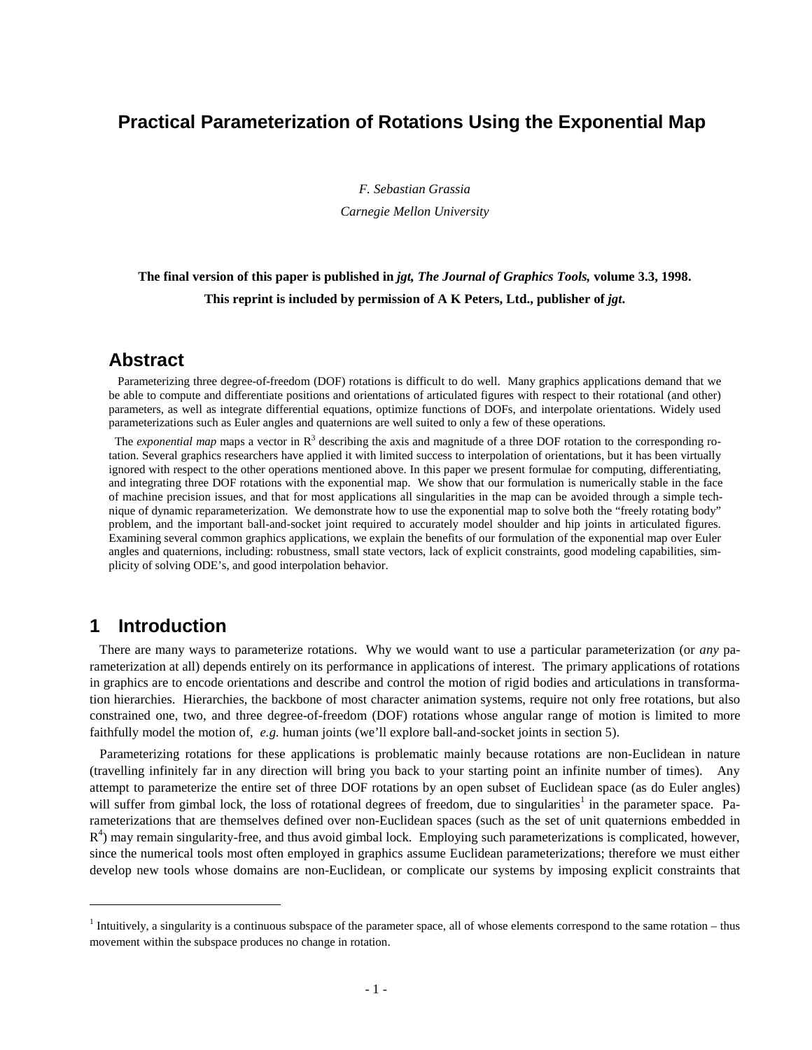# Practical Parameterization of Rotations Using the Exponential Map

*F. Sebastian Grassia*

*Carnegie Mellon University*

**The final version of this paper is published in *jgt, The Journal of Graphics Tools,* volume 3.3, 1998.**
**This reprint is included by permission of A K Peters, Ltd., publisher of *jgt*.**

## Abstract

Parameterizing three degree-of-freedom (DOF) rotations is difficult to do well. Many graphics applications demand that we be able to compute and differentiate positions and orientations of articulated figures with respect to their rotational (and other) parameters, as well as integrate differential equations, optimize functions of DOFs, and interpolate orientations. Widely used parameterizations such as Euler angles and quaternions are well suited to only a few of these operations.

The *exponential map* maps a vector in $R^3$ describing the axis and magnitude of a three DOF rotation to the corresponding rotation. Several graphics researchers have applied it with limited success to interpolation of orientations, but it has been virtually ignored with respect to the other operations mentioned above. In this paper we present formulae for computing, differentiating, and integrating three DOF rotations with the exponential map. We show that our formulation is numerically stable in the face of machine precision issues, and that for most applications all singularities in the map can be avoided through a simple technique of dynamic reparameterization. We demonstrate how to use the exponential map to solve both the "freely rotating body" problem, and the important ball-and-socket joint required to accurately model shoulder and hip joints in articulated figures. Examining several common graphics applications, we explain the benefits of our formulation of the exponential map over Euler angles and quaternions, including: robustness, small state vectors, lack of explicit constraints, good modeling capabilities, simplicity of solving ODE's, and good interpolation behavior.

## 1 Introduction

There are many ways to parameterize rotations. Why we would want to use a particular parameterization (or *any* parameterization at all) depends entirely on its performance in applications of interest. The primary applications of rotations in graphics are to encode orientations and describe and control the motion of rigid bodies and articulations in transformation hierarchies. Hierarchies, the backbone of most character animation systems, require not only free rotations, but also constrained one, two, and three degree-of-freedom (DOF) rotations whose angular range of motion is limited to more faithfully model the motion of, *e.g.* human joints (we'll explore ball-and-socket joints in section 5).

Parameterizing rotations for these applications is problematic mainly because rotations are non-Euclidean in nature (travelling infinitely far in any direction will bring you back to your starting point an infinite number of times). Any attempt to parameterize the entire set of three DOF rotations by an open subset of Euclidean space (as do Euler angles) will suffer from gimbal lock, the loss of rotational degrees of freedom, due to singularities[1] in the parameter space. Parameterizations that are themselves defined over non-Euclidean spaces (such as the set of unit quaternions embedded in $R^4$) may remain singularity-free, and thus avoid gimbal lock. Employing such parameterizations is complicated, however, since the numerical tools most often employed in graphics assume Euclidean parameterizations; therefore we must either develop new tools whose domains are non-Euclidean, or complicate our systems by imposing explicit constraints that

---

[1] Intuitively, a singularity is a continuous subspace of the parameter space, all of whose elements correspond to the same rotation – thus movement within the subspace produces no change in rotation.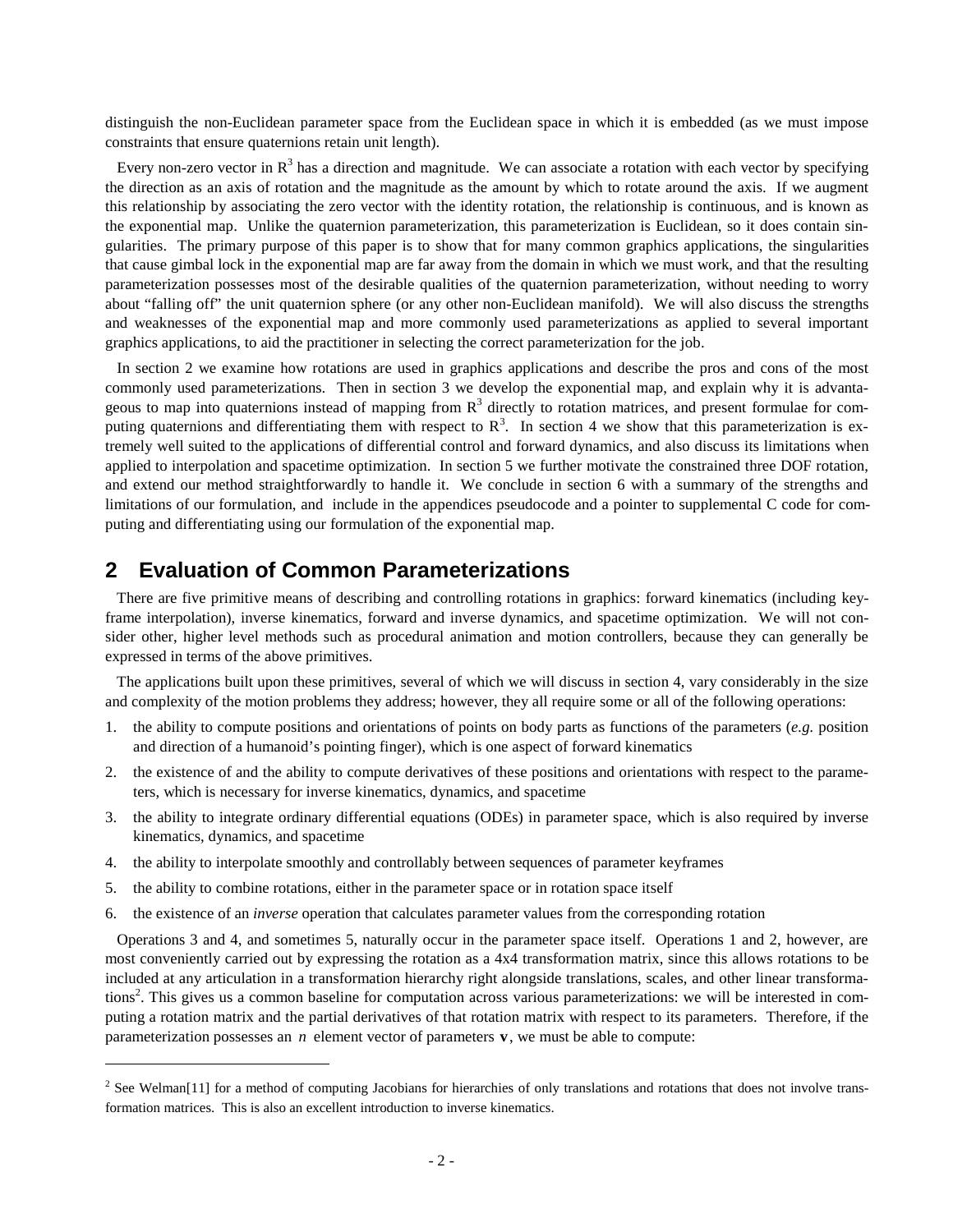distinguish the non-Euclidean parameter space from the Euclidean space in which it is embedded (as we must impose constraints that ensure quaternions retain unit length).

Every non-zero vector in $R^3$ has a direction and magnitude. We can associate a rotation with each vector by specifying the direction as an axis of rotation and the magnitude as the amount by which to rotate around the axis. If we augment this relationship by associating the zero vector with the identity rotation, the relationship is continuous, and is known as the exponential map. Unlike the quaternion parameterization, this parameterization is Euclidean, so it does contain singularities. The primary purpose of this paper is to show that for many common graphics applications, the singularities that cause gimbal lock in the exponential map are far away from the domain in which we must work, and that the resulting parameterization possesses most of the desirable qualities of the quaternion parameterization, without needing to worry about "falling off" the unit quaternion sphere (or any other non-Euclidean manifold). We will also discuss the strengths and weaknesses of the exponential map and more commonly used parameterizations as applied to several important graphics applications, to aid the practitioner in selecting the correct parameterization for the job.

In section 2 we examine how rotations are used in graphics applications and describe the pros and cons of the most commonly used parameterizations. Then in section 3 we develop the exponential map, and explain why it is advantageous to map into quaternions instead of mapping from $R^3$ directly to rotation matrices, and present formulae for computing quaternions and differentiating them with respect to $R^3$. In section 4 we show that this parameterization is extremely well suited to the applications of differential control and forward dynamics, and also discuss its limitations when applied to interpolation and spacetime optimization. In section 5 we further motivate the constrained three DOF rotation, and extend our method straightforwardly to handle it. We conclude in section 6 with a summary of the strengths and limitations of our formulation, and include in the appendices pseudocode and a pointer to supplemental C code for computing and differentiating using our formulation of the exponential map.

## 2 Evaluation of Common Parameterizations

There are five primitive means of describing and controlling rotations in graphics: forward kinematics (including keyframe interpolation), inverse kinematics, forward and inverse dynamics, and spacetime optimization. We will not consider other, higher level methods such as procedural animation and motion controllers, because they can generally be expressed in terms of the above primitives.

The applications built upon these primitives, several of which we will discuss in section 4, vary considerably in the size and complexity of the motion problems they address; however, they all require some or all of the following operations:

1. the ability to compute positions and orientations of points on body parts as functions of the parameters (*e.g.* position and direction of a humanoid's pointing finger), which is one aspect of forward kinematics
2. the existence of and the ability to compute derivatives of these positions and orientations with respect to the parameters, which is necessary for inverse kinematics, dynamics, and spacetime
3. the ability to integrate ordinary differential equations (ODEs) in parameter space, which is also required by inverse kinematics, dynamics, and spacetime
4. the ability to interpolate smoothly and controllably between sequences of parameter keyframes
5. the ability to combine rotations, either in the parameter space or in rotation space itself
6. the existence of an *inverse* operation that calculates parameter values from the corresponding rotation

Operations 3 and 4, and sometimes 5, naturally occur in the parameter space itself. Operations 1 and 2, however, are most conveniently carried out by expressing the rotation as a 4x4 transformation matrix, since this allows rotations to be included at any articulation in a transformation hierarchy right alongside translations, scales, and other linear transformations[2]. This gives us a common baseline for computation across various parameterizations: we will be interested in computing a rotation matrix and the partial derivatives of that rotation matrix with respect to its parameters. Therefore, if the parameterization possesses an $n$ element vector of parameters $\mathbf{v}$, we must be able to compute:

---

[2] See Welman[11] for a method of computing Jacobians for hierarchies of only translations and rotations that does not involve transformation matrices. This is also an excellent introduction to inverse kinematics.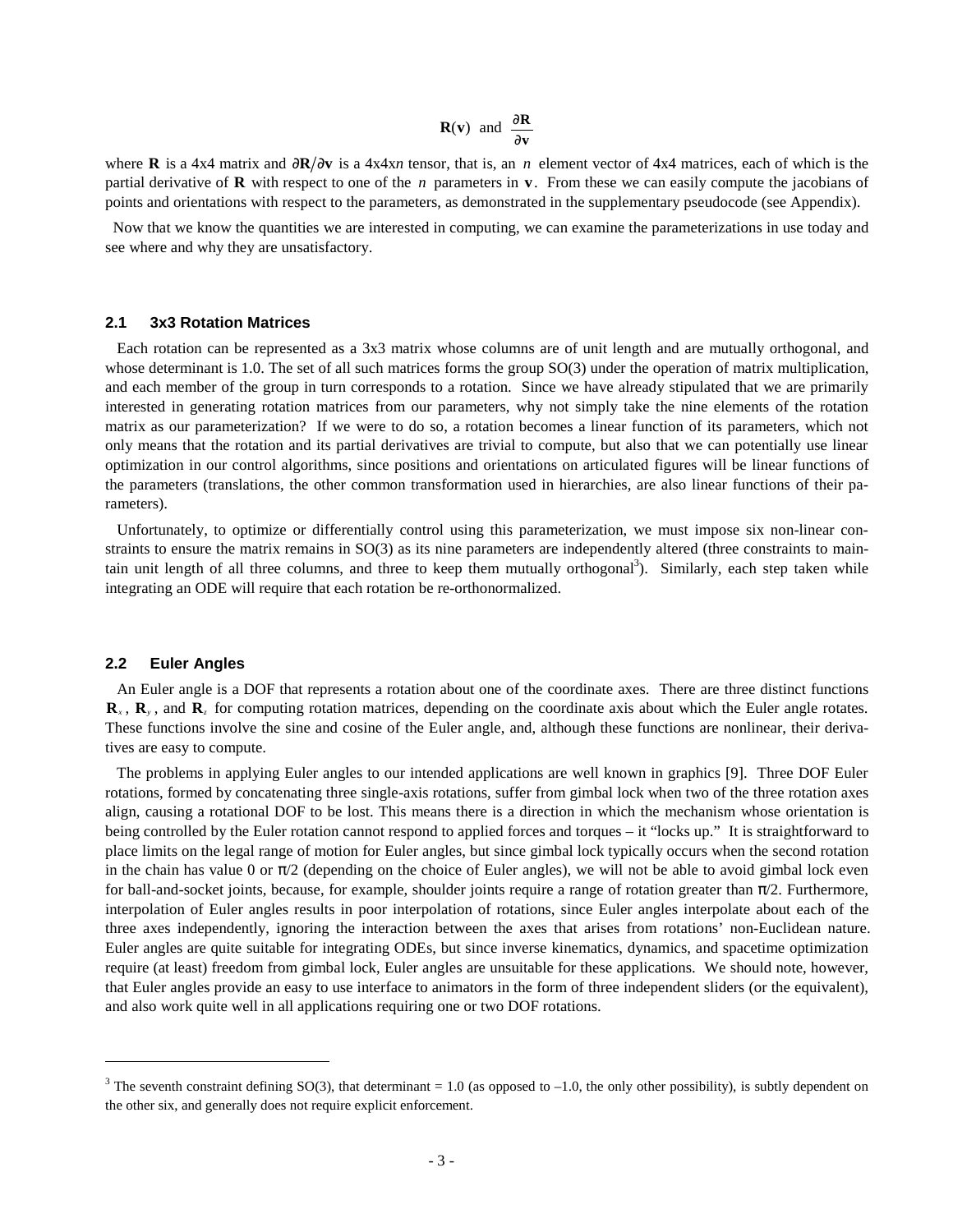$$\mathbf{R}(\mathbf{v}) \text{ and } \frac{\partial \mathbf{R}}{\partial \mathbf{v}}$$

where $\mathbf{R}$ is a 4x4 matrix and $\partial\mathbf{R}/\partial\mathbf{v}$ is a 4x4x$n$ tensor, that is, an $n$ element vector of 4x4 matrices, each of which is the partial derivative of $\mathbf{R}$ with respect to one of the $n$ parameters in $\mathbf{v}$. From these we can easily compute the jacobians of points and orientations with respect to the parameters, as demonstrated in the supplementary pseudocode (see Appendix).

Now that we know the quantities we are interested in computing, we can examine the parameterizations in use today and see where and why they are unsatisfactory.

## 2.1 3x3 Rotation Matrices

Each rotation can be represented as a 3x3 matrix whose columns are of unit length and are mutually orthogonal, and whose determinant is 1.0. The set of all such matrices forms the group SO(3) under the operation of matrix multiplication, and each member of the group in turn corresponds to a rotation. Since we have already stipulated that we are primarily interested in generating rotation matrices from our parameters, why not simply take the nine elements of the rotation matrix as our parameterization? If we were to do so, a rotation becomes a linear function of its parameters, which not only means that the rotation and its partial derivatives are trivial to compute, but also that we can potentially use linear optimization in our control algorithms, since positions and orientations on articulated figures will be linear functions of the parameters (translations, the other common transformation used in hierarchies, are also linear functions of their parameters).

Unfortunately, to optimize or differentially control using this parameterization, we must impose six non-linear constraints to ensure the matrix remains in SO(3) as its nine parameters are independently altered (three constraints to maintain unit length of all three columns, and three to keep them mutually orthogonal[3]). Similarly, each step taken while integrating an ODE will require that each rotation be re-orthonormalized.

## 2.2 Euler Angles

An Euler angle is a DOF that represents a rotation about one of the coordinate axes. There are three distinct functions $\mathbf{R}_x$, $\mathbf{R}_y$, and $\mathbf{R}_z$ for computing rotation matrices, depending on the coordinate axis about which the Euler angle rotates. These functions involve the sine and cosine of the Euler angle, and, although these functions are nonlinear, their derivatives are easy to compute.

The problems in applying Euler angles to our intended applications are well known in graphics [9]. Three DOF Euler rotations, formed by concatenating three single-axis rotations, suffer from gimbal lock when two of the three rotation axes align, causing a rotational DOF to be lost. This means there is a direction in which the mechanism whose orientation is being controlled by the Euler rotation cannot respond to applied forces and torques – it "locks up." It is straightforward to place limits on the legal range of motion for Euler angles, but since gimbal lock typically occurs when the second rotation in the chain has value 0 or $\pi/2$ (depending on the choice of Euler angles), we will not be able to avoid gimbal lock even for ball-and-socket joints, because, for example, shoulder joints require a range of rotation greater than $\pi/2$. Furthermore, interpolation of Euler angles results in poor interpolation of rotations, since Euler angles interpolate about each of the three axes independently, ignoring the interaction between the axes that arises from rotations' non-Euclidean nature. Euler angles are quite suitable for integrating ODEs, but since inverse kinematics, dynamics, and spacetime optimization require (at least) freedom from gimbal lock, Euler angles are unsuitable for these applications. We should note, however, that Euler angles provide an easy to use interface to animators in the form of three independent sliders (or the equivalent), and also work quite well in all applications requiring one or two DOF rotations.

---

[3] The seventh constraint defining SO(3), that determinant = 1.0 (as opposed to –1.0, the only other possibility), is subtly dependent on the other six, and generally does not require explicit enforcement.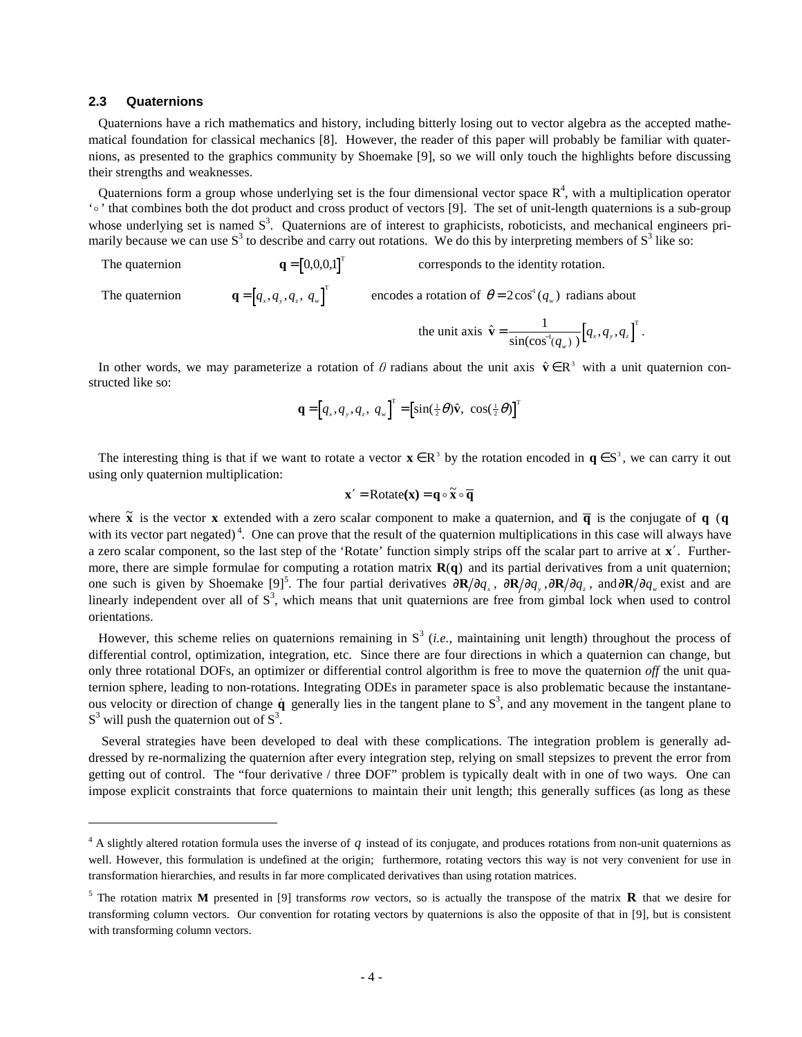### 2.3 Quaternions

Quaternions have a rich mathematics and history, including bitterly losing out to vector algebra as the accepted mathematical foundation for classical mechanics [8]. However, the reader of this paper will probably be familiar with quaternions, as presented to the graphics community by Shoemake [9], so we will only touch the highlights before discussing their strengths and weaknesses.

Quaternions form a group whose underlying set is the four dimensional vector space $R^4$, with a multiplication operator '$\circ$' that combines both the dot product and cross product of vectors [9]. The set of unit-length quaternions is a sub-group whose underlying set is named $S^3$. Quaternions are of interest to graphicists, roboticists, and mechanical engineers primarily because we can use $S^3$ to describe and carry out rotations. We do this by interpreting members of $S^3$ like so:

The quaternion $\mathbf{q} = [0,0,0,1]^T$ corresponds to the identity rotation.

The quaternion $\mathbf{q} = [q_x, q_y, q_z, q_w]^T$ encodes a rotation of $\theta = 2\cos^{-1}(q_w)$ radians about the unit axis $\hat{\mathbf{v}} = \frac{1}{\sin(\cos^{-1}(q_w))}[q_x, q_y, q_z]^T$.

In other words, we may parameterize a rotation of $\theta$ radians about the unit axis $\hat{\mathbf{v}} \in R^3$ with a unit quaternion constructed like so:

$$\mathbf{q} = [q_x, q_y, q_z, q_w]^T = [\sin(\tfrac{1}{2}\theta)\hat{\mathbf{v}},\ \cos(\tfrac{1}{2}\theta)]^T$$

The interesting thing is that if we want to rotate a vector $\mathbf{x} \in R^3$ by the rotation encoded in $\mathbf{q} \in S^3$, we can carry it out using only quaternion multiplication:

$$\mathbf{x}' = \text{Rotate}(\mathbf{x}) = \mathbf{q} \circ \tilde{\mathbf{x}} \circ \overline{\mathbf{q}}$$

where $\tilde{\mathbf{x}}$ is the vector $\mathbf{x}$ extended with a zero scalar component to make a quaternion, and $\overline{\mathbf{q}}$ is the conjugate of $\mathbf{q}$ ($\mathbf{q}$ with its vector part negated) [4]. One can prove that the result of the quaternion multiplications in this case will always have a zero scalar component, so the last step of the 'Rotate' function simply strips off the scalar part to arrive at $\mathbf{x}'$. Furthermore, there are simple formulae for computing a rotation matrix $\mathbf{R}(\mathbf{q})$ and its partial derivatives from a unit quaternion; one such is given by Shoemake [9][5]. The four partial derivatives $\partial\mathbf{R}/\partial q_x$, $\partial\mathbf{R}/\partial q_y$, $\partial\mathbf{R}/\partial q_z$, and $\partial\mathbf{R}/\partial q_w$ exist and are linearly independent over all of $S^3$, which means that unit quaternions are free from gimbal lock when used to control orientations.

However, this scheme relies on quaternions remaining in $S^3$ (*i.e.,* maintaining unit length) throughout the process of differential control, optimization, integration, etc. Since there are four directions in which a quaternion can change, but only three rotational DOFs, an optimizer or differential control algorithm is free to move the quaternion *off* the unit quaternion sphere, leading to non-rotations. Integrating ODEs in parameter space is also problematic because the instantaneous velocity or direction of change $\dot{\mathbf{q}}$ generally lies in the tangent plane to $S^3$, and any movement in the tangent plane to $S^3$ will push the quaternion out of $S^3$.

Several strategies have been developed to deal with these complications. The integration problem is generally addressed by re-normalizing the quaternion after every integration step, relying on small stepsizes to prevent the error from getting out of control. The "four derivative / three DOF" problem is typically dealt with in one of two ways. One can impose explicit constraints that force quaternions to maintain their unit length; this generally suffices (as long as these

---

[4] A slightly altered rotation formula uses the inverse of $q$ instead of its conjugate, and produces rotations from non-unit quaternions as well. However, this formulation is undefined at the origin; furthermore, rotating vectors this way is not very convenient for use in transformation hierarchies, and results in far more complicated derivatives than using rotation matrices.

[5] The rotation matrix $\mathbf{M}$ presented in [9] transforms *row* vectors, so is actually the transpose of the matrix $\mathbf{R}$ that we desire for transforming column vectors. Our convention for rotating vectors by quaternions is also the opposite of that in [9], but is consistent with transforming column vectors.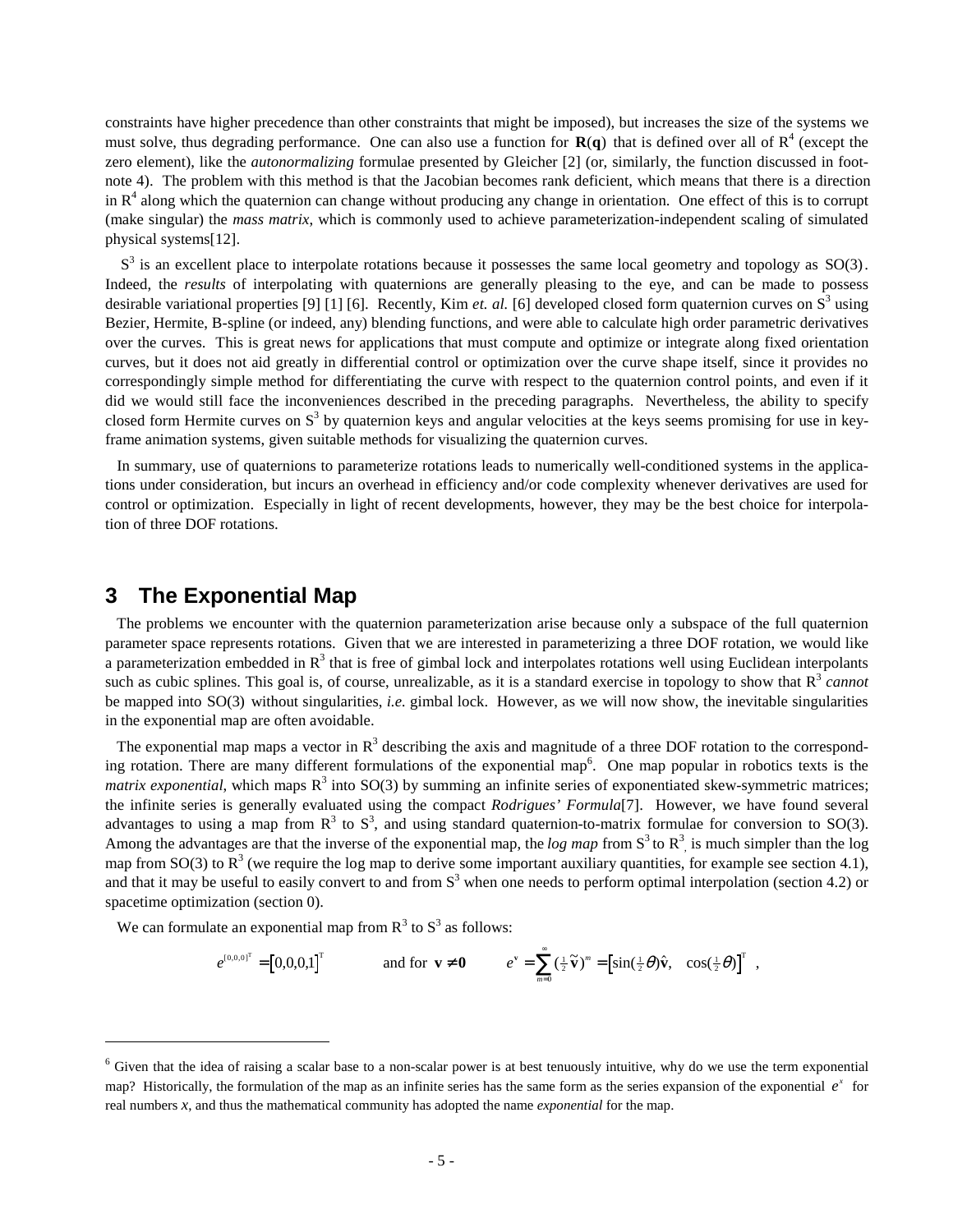constraints have higher precedence than other constraints that might be imposed), but increases the size of the systems we must solve, thus degrading performance. One can also use a function for $\mathbf{R}(\mathbf{q})$ that is defined over all of $R^4$ (except the zero element), like the *autonormalizing* formulae presented by Gleicher [2] (or, similarly, the function discussed in footnote 4). The problem with this method is that the Jacobian becomes rank deficient, which means that there is a direction in $R^4$ along which the quaternion can change without producing any change in orientation. One effect of this is to corrupt (make singular) the *mass matrix*, which is commonly used to achieve parameterization-independent scaling of simulated physical systems[12].

$S^3$ is an excellent place to interpolate rotations because it possesses the same local geometry and topology as $SO(3)$. Indeed, the *results* of interpolating with quaternions are generally pleasing to the eye, and can be made to possess desirable variational properties [9] [1] [6]. Recently, Kim *et. al.* [6] developed closed form quaternion curves on $S^3$ using Bezier, Hermite, B-spline (or indeed, any) blending functions, and were able to calculate high order parametric derivatives over the curves. This is great news for applications that must compute and optimize or integrate along fixed orientation curves, but it does not aid greatly in differential control or optimization over the curve shape itself, since it provides no correspondingly simple method for differentiating the curve with respect to the quaternion control points, and even if it did we would still face the inconveniences described in the preceding paragraphs. Nevertheless, the ability to specify closed form Hermite curves on $S^3$ by quaternion keys and angular velocities at the keys seems promising for use in key-frame animation systems, given suitable methods for visualizing the quaternion curves.

In summary, use of quaternions to parameterize rotations leads to numerically well-conditioned systems in the applications under consideration, but incurs an overhead in efficiency and/or code complexity whenever derivatives are used for control or optimization. Especially in light of recent developments, however, they may be the best choice for interpolation of three DOF rotations.

## 3 The Exponential Map

The problems we encounter with the quaternion parameterization arise because only a subspace of the full quaternion parameter space represents rotations. Given that we are interested in parameterizing a three DOF rotation, we would like a parameterization embedded in $R^3$ that is free of gimbal lock and interpolates rotations well using Euclidean interpolants such as cubic splines. This goal is, of course, unrealizable, as it is a standard exercise in topology to show that $R^3$ *cannot* be mapped into $SO(3)$ without singularities, *i.e.* gimbal lock. However, as we will now show, the inevitable singularities in the exponential map are often avoidable.

The exponential map maps a vector in $R^3$ describing the axis and magnitude of a three DOF rotation to the corresponding rotation. There are many different formulations of the exponential map[6]. One map popular in robotics texts is the *matrix exponential*, which maps $R^3$ into $SO(3)$ by summing an infinite series of exponentiated skew-symmetric matrices; the infinite series is generally evaluated using the compact *Rodrigues' Formula*[7]. However, we have found several advantages to using a map from $R^3$ to $S^3$, and using standard quaternion-to-matrix formulae for conversion to $SO(3)$. Among the advantages are that the inverse of the exponential map, the *log map* from $S^3$ to $R^3$, is much simpler than the log map from $SO(3)$ to $R^3$ (we require the log map to derive some important auxiliary quantities, for example see section 4.1), and that it may be useful to easily convert to and from $S^3$ when one needs to perform optimal interpolation (section 4.2) or spacetime optimization (section 0).

We can formulate an exponential map from $R^3$ to $S^3$ as follows:

$$e^{[0,0,0]^T} = [0,0,0,1]^T \qquad \text{and for } \mathbf{v} \neq \mathbf{0} \qquad e^{\mathbf{v}} = \sum_{m=0}^{\infty} (\tfrac{1}{2}\tilde{\mathbf{v}})^m = \left[\sin(\tfrac{1}{2}\theta)\hat{\mathbf{v}},\ \ \cos(\tfrac{1}{2}\theta)\right]^T ,$$

---

[6] Given that the idea of raising a scalar base to a non-scalar power is at best tenuously intuitive, why do we use the term exponential map? Historically, the formulation of the map as an infinite series has the same form as the series expansion of the exponential $e^x$ for real numbers $x$, and thus the mathematical community has adopted the name *exponential* for the map.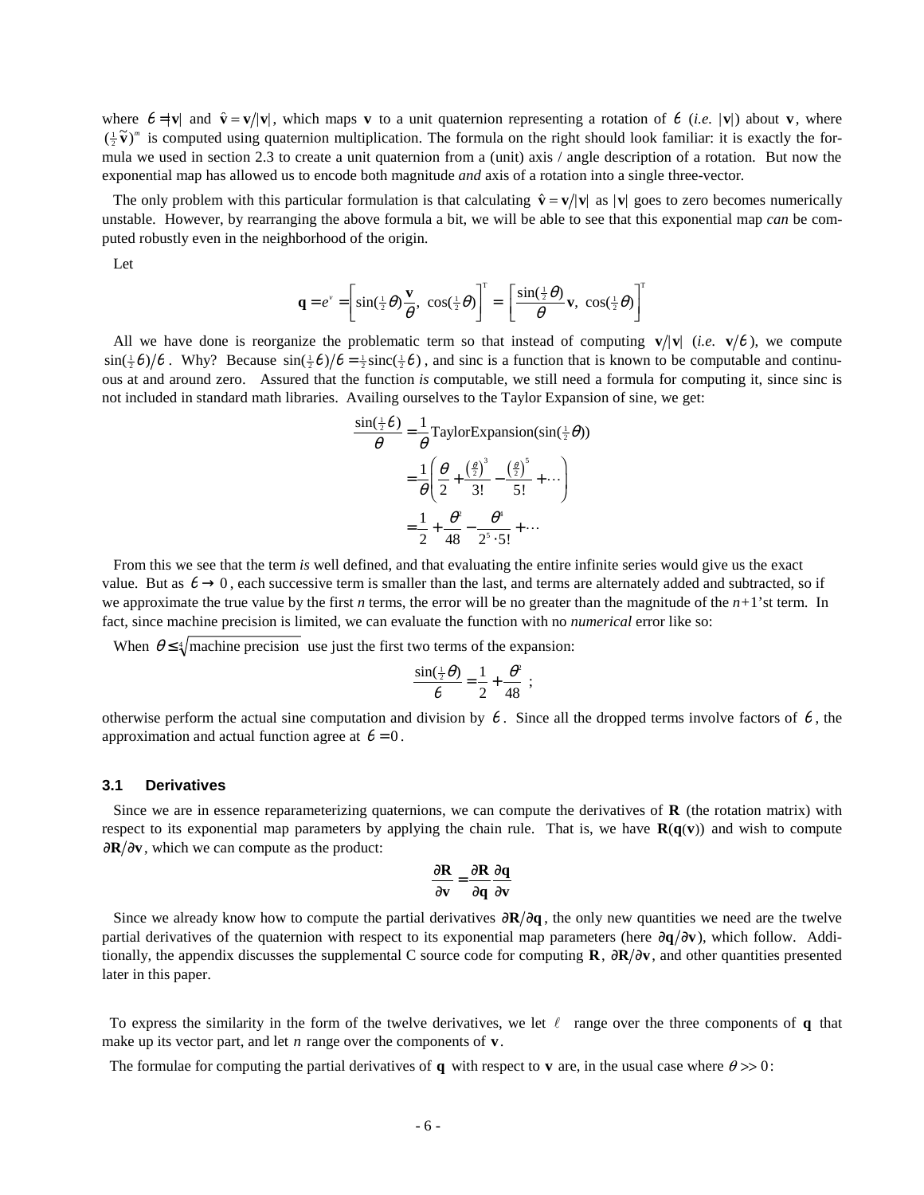where $\theta = |\mathbf{v}|$ and $\hat{\mathbf{v}} = \mathbf{v}/|\mathbf{v}|$, which maps $\mathbf{v}$ to a unit quaternion representing a rotation of $\theta$ (*i.e.* $|\mathbf{v}|$) about $\mathbf{v}$, where $(\frac{1}{2}\tilde{\mathbf{v}})^m$ is computed using quaternion multiplication. The formula on the right should look familiar: it is exactly the formula we used in section 2.3 to create a unit quaternion from a (unit) axis / angle description of a rotation. But now the exponential map has allowed us to encode both magnitude *and* axis of a rotation into a single three-vector.

The only problem with this particular formulation is that calculating $\hat{\mathbf{v}} = \mathbf{v}/|\mathbf{v}|$ as $|\mathbf{v}|$ goes to zero becomes numerically unstable. However, by rearranging the above formula a bit, we will be able to see that this exponential map *can* be computed robustly even in the neighborhood of the origin.

Let

$$\mathbf{q} = e^{v} = \left[\sin(\tfrac{1}{2}\theta)\frac{\mathbf{v}}{\theta},\ \cos(\tfrac{1}{2}\theta)\right]^{\mathrm{T}} = \left[\frac{\sin(\frac{1}{2}\theta)}{\theta}\mathbf{v},\ \cos(\tfrac{1}{2}\theta)\right]^{\mathrm{T}}$$

All we have done is reorganize the problematic term so that instead of computing $\mathbf{v}/|\mathbf{v}|$ (*i.e.* $\mathbf{v}/\theta$), we compute $\sin(\frac{1}{2}\theta)/\theta$. Why? Because $\sin(\frac{1}{2}\theta)/\theta = \frac{1}{2}\mathrm{sinc}(\frac{1}{2}\theta)$, and sinc is a function that is known to be computable and continuous at and around zero. Assured that the function *is* computable, we still need a formula for computing it, since sinc is not included in standard math libraries. Availing ourselves to the Taylor Expansion of sine, we get:

$$\begin{aligned}
\frac{\sin(\frac{1}{2}\theta)}{\theta} &= \frac{1}{\theta}\mathrm{TaylorExpansion}(\sin(\tfrac{1}{2}\theta)) \\
&= \frac{1}{\theta}\left(\frac{\theta}{2} + \frac{\left(\frac{\theta}{2}\right)^3}{3!} - \frac{\left(\frac{\theta}{2}\right)^5}{5!} + \cdots\right) \\
&= \frac{1}{2} + \frac{\theta^2}{48} - \frac{\theta^4}{2^5 \cdot 5!} + \cdots
\end{aligned}$$

From this we see that the term *is* well defined, and that evaluating the entire infinite series would give us the exact value. But as $\theta \to 0$, each successive term is smaller than the last, and terms are alternately added and subtracted, so if we approximate the true value by the first $n$ terms, the error will be no greater than the magnitude of the $n$+1'st term. In fact, since machine precision is limited, we can evaluate the function with no *numerical* error like so:

When $\theta \le \sqrt[4]{\text{machine precision}}$ use just the first two terms of the expansion:

$$\frac{\sin(\frac{1}{2}\theta)}{\theta} = \frac{1}{2} + \frac{\theta^2}{48}\ ;$$

otherwise perform the actual sine computation and division by $\theta$. Since all the dropped terms involve factors of $\theta$, the approximation and actual function agree at $\theta = 0$.

### 3.1 Derivatives

Since we are in essence reparameterizing quaternions, we can compute the derivatives of $\mathbf{R}$ (the rotation matrix) with respect to its exponential map parameters by applying the chain rule. That is, we have $\mathbf{R}(\mathbf{q}(\mathbf{v}))$ and wish to compute $\partial\mathbf{R}/\partial\mathbf{v}$, which we can compute as the product:

$$\frac{\partial\mathbf{R}}{\partial\mathbf{v}} = \frac{\partial\mathbf{R}}{\partial\mathbf{q}}\frac{\partial\mathbf{q}}{\partial\mathbf{v}}$$

Since we already know how to compute the partial derivatives $\partial\mathbf{R}/\partial\mathbf{q}$, the only new quantities we need are the twelve partial derivatives of the quaternion with respect to its exponential map parameters (here $\partial\mathbf{q}/\partial\mathbf{v}$), which follow. Additionally, the appendix discusses the supplemental C source code for computing $\mathbf{R}$, $\partial\mathbf{R}/\partial\mathbf{v}$, and other quantities presented later in this paper.

To express the similarity in the form of the twelve derivatives, we let $\ell$ range over the three components of $\mathbf{q}$ that make up its vector part, and let $n$ range over the components of $\mathbf{v}$.

The formulae for computing the partial derivatives of $\mathbf{q}$ with respect to $\mathbf{v}$ are, in the usual case where $\theta >> 0$: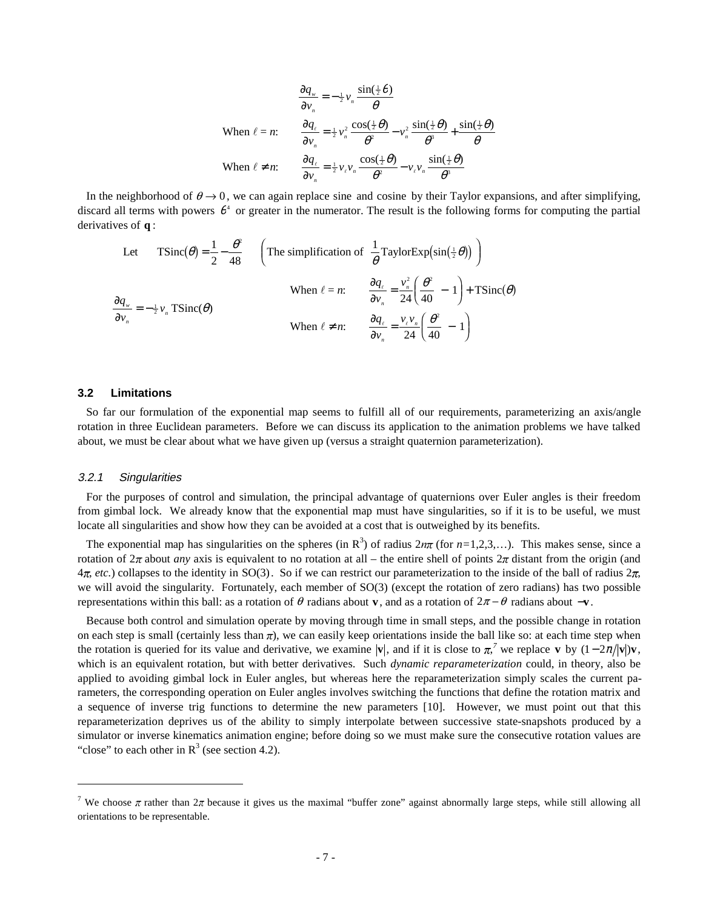$$\frac{\partial q_w}{\partial v_n} = -\tfrac{1}{2} v_n \frac{\sin(\tfrac{1}{2}\theta)}{\theta}$$

When $\ell = n$: $$\frac{\partial q_\ell}{\partial v_n} = \tfrac{1}{2} v_n^2 \frac{\cos(\tfrac{1}{2}\theta)}{\theta^2} - v_n^2 \frac{\sin(\tfrac{1}{2}\theta)}{\theta^3} + \frac{\sin(\tfrac{1}{2}\theta)}{\theta}$$

When $\ell \neq n$: $$\frac{\partial q_\ell}{\partial v_n} = \tfrac{1}{2} v_\ell v_n \frac{\cos(\tfrac{1}{2}\theta)}{\theta^2} - v_\ell v_n \frac{\sin(\tfrac{1}{2}\theta)}{\theta^3}$$

In the neighborhood of $\theta \to 0$, we can again replace sine and cosine by their Taylor expansions, and after simplifying, discard all terms with powers $\theta^4$ or greater in the numerator. The result is the following forms for computing the partial derivatives of $\mathbf{q}$:

Let $$\text{TSinc}(\theta) = \frac{1}{2} - \frac{\theta^2}{48} \qquad \left(\text{The simplification of } \frac{1}{\theta}\text{TaylorExp}\left(\sin\left(\tfrac{1}{2}\theta\right)\right)\right)$$

$$\frac{\partial q_w}{\partial v_n} = -\tfrac{1}{2} v_n \,\text{TSinc}(\theta)$$

When $\ell = n$: $$\frac{\partial q_\ell}{\partial v_n} = \frac{v_n^2}{24}\left(\frac{\theta^2}{40} - 1\right) + \text{TSinc}(\theta)$$

When $\ell \neq n$: $$\frac{\partial q_\ell}{\partial v_n} = \frac{v_\ell v_n}{24}\left(\frac{\theta^2}{40} - 1\right)$$

## 3.2 Limitations

So far our formulation of the exponential map seems to fulfill all of our requirements, parameterizing an axis/angle rotation in three Euclidean parameters. Before we can discuss its application to the animation problems we have talked about, we must be clear about what we have given up (versus a straight quaternion parameterization).

### 3.2.1 Singularities

For the purposes of control and simulation, the principal advantage of quaternions over Euler angles is their freedom from gimbal lock. We already know that the exponential map must have singularities, so if it is to be useful, we must locate all singularities and show how they can be avoided at a cost that is outweighed by its benefits.

The exponential map has singularities on the spheres (in $R^3$) of radius $2n\pi$ (for $n$=1,2,3,…). This makes sense, since a rotation of $2\pi$ about *any* axis is equivalent to no rotation at all – the entire shell of points $2\pi$ distant from the origin (and $4\pi$, *etc.*) collapses to the identity in SO(3). So if we can restrict our parameterization to the inside of the ball of radius $2\pi$, we will avoid the singularity. Fortunately, each member of SO(3) (except the rotation of zero radians) has two possible representations within this ball: as a rotation of $\theta$ radians about $\mathbf{v}$, and as a rotation of $2\pi - \theta$ radians about $-\mathbf{v}$.

Because both control and simulation operate by moving through time in small steps, and the possible change in rotation on each step is small (certainly less than $\pi$), we can easily keep orientations inside the ball like so: at each time step when the rotation is queried for its value and derivative, we examine $|\mathbf{v}|$, and if it is close to $\pi$,[7] we replace $\mathbf{v}$ by $(1 - 2\pi/|\mathbf{v}|)\mathbf{v}$, which is an equivalent rotation, but with better derivatives. Such *dynamic reparameterization* could, in theory, also be applied to avoiding gimbal lock in Euler angles, but whereas here the reparameterization simply scales the current parameters, the corresponding operation on Euler angles involves switching the functions that define the rotation matrix and a sequence of inverse trig functions to determine the new parameters [10]. However, we must point out that this reparameterization deprives us of the ability to simply interpolate between successive state-snapshots produced by a simulator or inverse kinematics animation engine; before doing so we must make sure the consecutive rotation values are "close" to each other in $R^3$ (see section 4.2).

[7] We choose $\pi$ rather than $2\pi$ because it gives us the maximal "buffer zone" against abnormally large steps, while still allowing all orientations to be representable.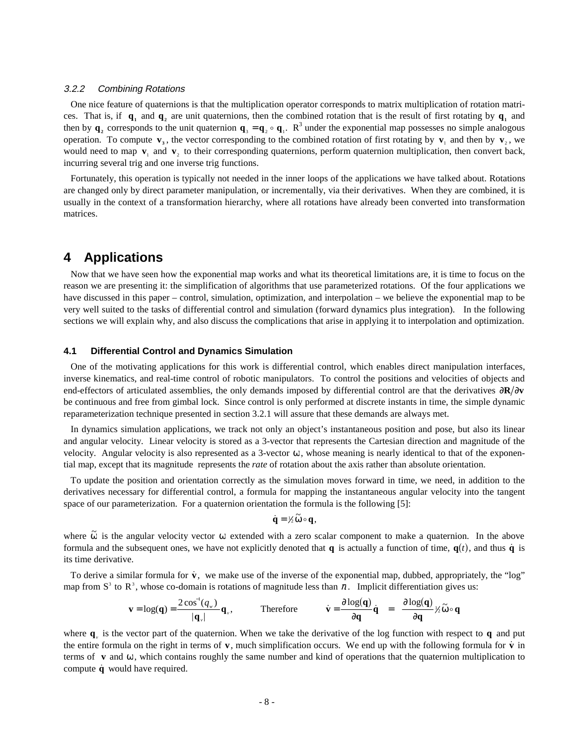### 3.2.2 Combining Rotations

One nice feature of quaternions is that the multiplication operator corresponds to matrix multiplication of rotation matrices. That is, if $\mathbf{q}_1$ and $\mathbf{q}_2$ are unit quaternions, then the combined rotation that is the result of first rotating by $\mathbf{q}_1$ and then by $\mathbf{q}_2$ corresponds to the unit quaternion $\mathbf{q}_3 = \mathbf{q}_2 \circ \mathbf{q}_1$. $R^3$ under the exponential map possesses no simple analogous operation. To compute $\mathbf{v}_3$, the vector corresponding to the combined rotation of first rotating by $\mathbf{v}_1$ and then by $\mathbf{v}_2$, we would need to map $\mathbf{v}_1$ and $\mathbf{v}_2$ to their corresponding quaternions, perform quaternion multiplication, then convert back, incurring several trig and one inverse trig functions.

Fortunately, this operation is typically not needed in the inner loops of the applications we have talked about. Rotations are changed only by direct parameter manipulation, or incrementally, via their derivatives. When they are combined, it is usually in the context of a transformation hierarchy, where all rotations have already been converted into transformation matrices.

# 4 Applications

Now that we have seen how the exponential map works and what its theoretical limitations are, it is time to focus on the reason we are presenting it: the simplification of algorithms that use parameterized rotations. Of the four applications we have discussed in this paper – control, simulation, optimization, and interpolation – we believe the exponential map to be very well suited to the tasks of differential control and simulation (forward dynamics plus integration). In the following sections we will explain why, and also discuss the complications that arise in applying it to interpolation and optimization.

## 4.1 Differential Control and Dynamics Simulation

One of the motivating applications for this work is differential control, which enables direct manipulation interfaces, inverse kinematics, and real-time control of robotic manipulators. To control the positions and velocities of objects and end-effectors of articulated assemblies, the only demands imposed by differential control are that the derivatives $\partial \mathbf{R} / \partial \mathbf{v}$ be continuous and free from gimbal lock. Since control is only performed at discrete instants in time, the simple dynamic reparameterization technique presented in section 3.2.1 will assure that these demands are always met.

In dynamics simulation applications, we track not only an object's instantaneous position and pose, but also its linear and angular velocity. Linear velocity is stored as a 3-vector that represents the Cartesian direction and magnitude of the velocity. Angular velocity is also represented as a 3-vector $\omega$, whose meaning is nearly identical to that of the exponential map, except that its magnitude represents the *rate* of rotation about the axis rather than absolute orientation.

To update the position and orientation correctly as the simulation moves forward in time, we need, in addition to the derivatives necessary for differential control, a formula for mapping the instantaneous angular velocity into the tangent space of our parameterization. For a quaternion orientation the formula is the following [5]:

$$\dot{\mathbf{q}} = \tfrac{1}{2}\tilde{\omega} \circ \mathbf{q},$$

where $\tilde{\omega}$ is the angular velocity vector $\omega$ extended with a zero scalar component to make a quaternion. In the above formula and the subsequent ones, we have not explicitly denoted that $\mathbf{q}$ is actually a function of time, $\mathbf{q}(t)$, and thus $\dot{\mathbf{q}}$ is its time derivative.

To derive a similar formula for $\dot{\mathbf{v}}$, we make use of the inverse of the exponential map, dubbed, appropriately, the "log" map from $S^3$ to $R^3$, whose co-domain is rotations of magnitude less than $\pi$. Implicit differentiation gives us:

$$\mathbf{v} = \log(\mathbf{q}) = \frac{2\cos^{-1}(q_w)}{|\mathbf{q}_v|}\mathbf{q}_v, \qquad \text{Therefore} \qquad \dot{\mathbf{v}} = \frac{\partial \log(\mathbf{q})}{\partial \mathbf{q}}\dot{\mathbf{q}} \;=\; \frac{\partial \log(\mathbf{q})}{\partial \mathbf{q}}\tfrac{1}{2}\tilde{\omega} \circ \mathbf{q}$$

where $\mathbf{q}_v$ is the vector part of the quaternion. When we take the derivative of the log function with respect to $\mathbf{q}$ and put the entire formula on the right in terms of $\mathbf{v}$, much simplification occurs. We end up with the following formula for $\dot{\mathbf{v}}$ in terms of $\mathbf{v}$ and $\omega$, which contains roughly the same number and kind of operations that the quaternion multiplication to compute $\dot{\mathbf{q}}$ would have required.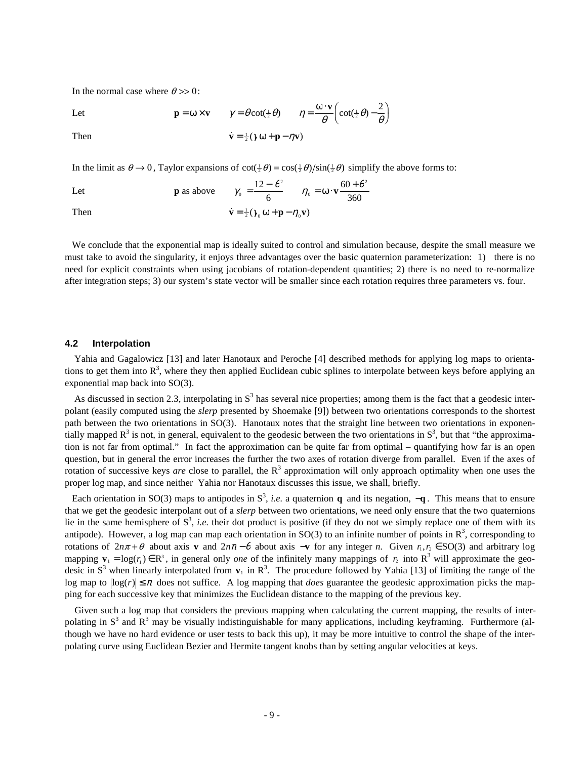In the normal case where $\theta >> 0$:

Let $\qquad \mathbf{p} = \omega \times \mathbf{v} \qquad \gamma = \theta \cot(\frac{1}{2}\theta) \qquad \eta = \frac{\omega \cdot \mathbf{v}}{\theta}\left(\cot(\frac{1}{2}\theta) - \frac{2}{\theta}\right)$

Then $\qquad \dot{\mathbf{v}} = \frac{1}{2}(\gamma\,\omega + \mathbf{p} - \eta\mathbf{v})$

In the limit as $\theta \to 0$, Taylor expansions of $\cot(\frac{1}{2}\theta) = \cos(\frac{1}{2}\theta)/\sin(\frac{1}{2}\theta)$ simplify the above forms to:

Let $\qquad \mathbf{p}$ as above $\qquad \gamma_0 = \frac{12 - \theta^2}{6} \qquad \eta_0 = \omega \cdot \mathbf{v}\frac{60 + \theta^2}{360}$

Then $\qquad \dot{\mathbf{v}} = \frac{1}{2}(\gamma_0\,\omega + \mathbf{p} - \eta_0\mathbf{v})$

We conclude that the exponential map is ideally suited to control and simulation because, despite the small measure we must take to avoid the singularity, it enjoys three advantages over the basic quaternion parameterization: 1) there is no need for explicit constraints when using jacobians of rotation-dependent quantities; 2) there is no need to re-normalize after integration steps; 3) our system's state vector will be smaller since each rotation requires three parameters vs. four.

### 4.2 Interpolation

Yahia and Gagalowicz [13] and later Hanotaux and Peroche [4] described methods for applying log maps to orientations to get them into $R^3$, where they then applied Euclidean cubic splines to interpolate between keys before applying an exponential map back into SO(3).

As discussed in section 2.3, interpolating in $S^3$ has several nice properties; among them is the fact that a geodesic interpolant (easily computed using the *slerp* presented by Shoemake [9]) between two orientations corresponds to the shortest path between the two orientations in SO(3). Hanotaux notes that the straight line between two orientations in exponentially mapped $R^3$ is not, in general, equivalent to the geodesic between the two orientations in $S^3$, but that "the approximation is not far from optimal." In fact the approximation can be quite far from optimal – quantifying how far is an open question, but in general the error increases the further the two axes of rotation diverge from parallel. Even if the axes of rotation of successive keys *are* close to parallel, the $R^3$ approximation will only approach optimality when one uses the proper log map, and since neither Yahia nor Hanotaux discusses this issue, we shall, briefly.

Each orientation in SO(3) maps to antipodes in $S^3$, *i.e.* a quaternion $\mathbf{q}$ and its negation, $-\mathbf{q}$. This means that to ensure that we get the geodesic interpolant out of a *slerp* between two orientations, we need only ensure that the two quaternions lie in the same hemisphere of $S^3$, *i.e.* their dot product is positive (if they do not we simply replace one of them with its antipode). However, a log map can map each orientation in SO(3) to an infinite number of points in $R^3$, corresponding to rotations of $2n\pi + \theta$ about axis $\mathbf{v}$ and $2n\pi - \theta$ about axis $-\mathbf{v}$ for any integer *n*. Given $r_1, r_2 \in \mathrm{SO}(3)$ and arbitrary log mapping $\mathbf{v}_1 = \log(r_1) \in R^3$, in general only *one* of the infinitely many mappings of $r_2$ into $R^3$ will approximate the geodesic in $S^3$ when linearly interpolated from $\mathbf{v}_1$ in $R^3$. The procedure followed by Yahia [13] of limiting the range of the log map to $|\log(r)| \le \pi$ does not suffice. A log mapping that *does* guarantee the geodesic approximation picks the mapping for each successive key that minimizes the Euclidean distance to the mapping of the previous key.

Given such a log map that considers the previous mapping when calculating the current mapping, the results of interpolating in $S^3$ and $R^3$ may be visually indistinguishable for many applications, including keyframing. Furthermore (although we have no hard evidence or user tests to back this up), it may be more intuitive to control the shape of the interpolating curve using Euclidean Bezier and Hermite tangent knobs than by setting angular velocities at keys.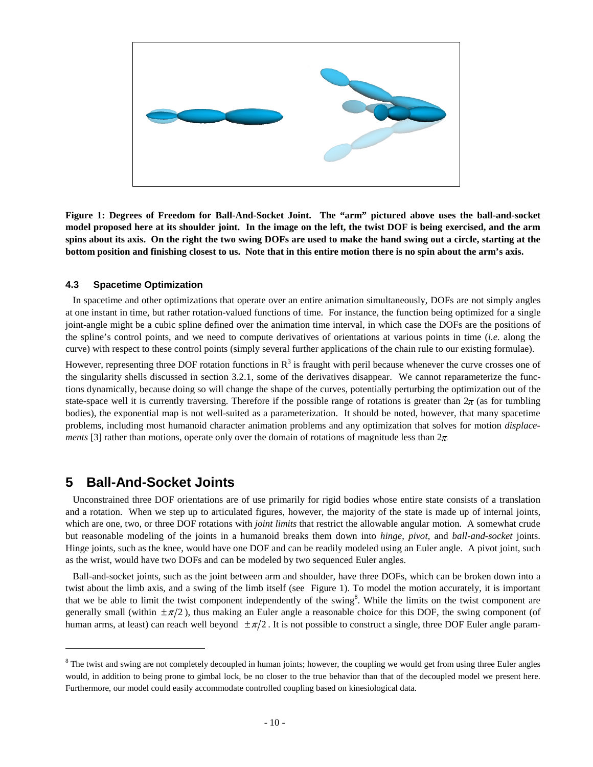**Figure 1: Degrees of Freedom for Ball-And-Socket Joint. The "arm" pictured above uses the ball-and-socket model proposed here at its shoulder joint. In the image on the left, the twist DOF is being exercised, and the arm spins about its axis. On the right the two swing DOFs are used to make the hand swing out a circle, starting at the bottom position and finishing closest to us. Note that in this entire motion there is no spin about the arm's axis.**

### 4.3 Spacetime Optimization

In spacetime and other optimizations that operate over an entire animation simultaneously, DOFs are not simply angles at one instant in time, but rather rotation-valued functions of time. For instance, the function being optimized for a single joint-angle might be a cubic spline defined over the animation time interval, in which case the DOFs are the positions of the spline's control points, and we need to compute derivatives of orientations at various points in time (*i.e.* along the curve) with respect to these control points (simply several further applications of the chain rule to our existing formulae).

However, representing three DOF rotation functions in $R^3$ is fraught with peril because whenever the curve crosses one of the singularity shells discussed in section 3.2.1, some of the derivatives disappear. We cannot reparameterize the functions dynamically, because doing so will change the shape of the curves, potentially perturbing the optimization out of the state-space well it is currently traversing. Therefore if the possible range of rotations is greater than $2\pi$ (as for tumbling bodies), the exponential map is not well-suited as a parameterization. It should be noted, however, that many spacetime problems, including most humanoid character animation problems and any optimization that solves for motion *displacements* [3] rather than motions, operate only over the domain of rotations of magnitude less than $2\pi$.

## 5 Ball-And-Socket Joints

Unconstrained three DOF orientations are of use primarily for rigid bodies whose entire state consists of a translation and a rotation. When we step up to articulated figures, however, the majority of the state is made up of internal joints, which are one, two, or three DOF rotations with *joint limits* that restrict the allowable angular motion. A somewhat crude but reasonable modeling of the joints in a humanoid breaks them down into *hinge*, *pivot*, and *ball-and-socket* joints. Hinge joints, such as the knee, would have one DOF and can be readily modeled using an Euler angle. A pivot joint, such as the wrist, would have two DOFs and can be modeled by two sequenced Euler angles.

Ball-and-socket joints, such as the joint between arm and shoulder, have three DOFs, which can be broken down into a twist about the limb axis, and a swing of the limb itself (see Figure 1). To model the motion accurately, it is important that we be able to limit the twist component independently of the swing[8]. While the limits on the twist component are generally small (within $\pm\pi/2$), thus making an Euler angle a reasonable choice for this DOF, the swing component (of human arms, at least) can reach well beyond $\pm\pi/2$. It is not possible to construct a single, three DOF Euler angle param-

---

[8] The twist and swing are not completely decoupled in human joints; however, the coupling we would get from using three Euler angles would, in addition to being prone to gimbal lock, be no closer to the true behavior than that of the decoupled model we present here. Furthermore, our model could easily accommodate controlled coupling based on kinesiological data.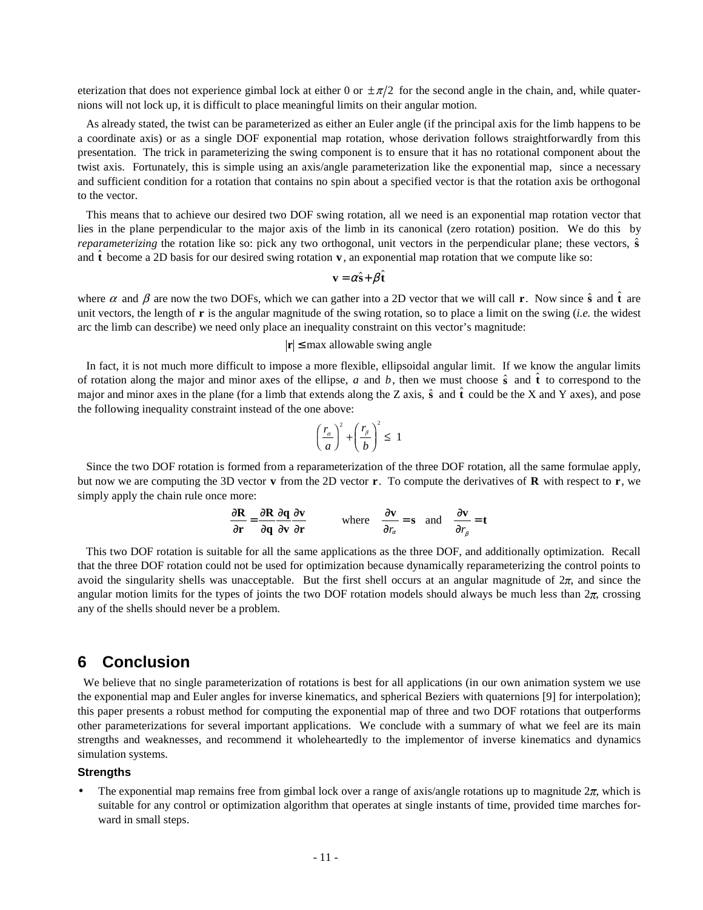eterization that does not experience gimbal lock at either 0 or $\pm\pi/2$ for the second angle in the chain, and, while quaternions will not lock up, it is difficult to place meaningful limits on their angular motion.

As already stated, the twist can be parameterized as either an Euler angle (if the principal axis for the limb happens to be a coordinate axis) or as a single DOF exponential map rotation, whose derivation follows straightforwardly from this presentation. The trick in parameterizing the swing component is to ensure that it has no rotational component about the twist axis. Fortunately, this is simple using an axis/angle parameterization like the exponential map, since a necessary and sufficient condition for a rotation that contains no spin about a specified vector is that the rotation axis be orthogonal to the vector.

This means that to achieve our desired two DOF swing rotation, all we need is an exponential map rotation vector that lies in the plane perpendicular to the major axis of the limb in its canonical (zero rotation) position. We do this by *reparameterizing* the rotation like so: pick any two orthogonal, unit vectors in the perpendicular plane; these vectors, $\hat{\mathbf{s}}$ and $\hat{\mathbf{t}}$ become a 2D basis for our desired swing rotation $\mathbf{v}$, an exponential map rotation that we compute like so:

$$\mathbf{v} = \alpha\hat{\mathbf{s}} + \beta\hat{\mathbf{t}}$$

where $\alpha$ and $\beta$ are now the two DOFs, which we can gather into a 2D vector that we will call $\mathbf{r}$. Now since $\hat{\mathbf{s}}$ and $\hat{\mathbf{t}}$ are unit vectors, the length of $\mathbf{r}$ is the angular magnitude of the swing rotation, so to place a limit on the swing (*i.e.* the widest arc the limb can describe) we need only place an inequality constraint on this vector's magnitude:

$$|\mathbf{r}| \leq \text{max allowable swing angle}$$

In fact, it is not much more difficult to impose a more flexible, ellipsoidal angular limit. If we know the angular limits of rotation along the major and minor axes of the ellipse, $a$ and $b$, then we must choose $\hat{\mathbf{s}}$ and $\hat{\mathbf{t}}$ to correspond to the major and minor axes in the plane (for a limb that extends along the Z axis, $\hat{\mathbf{s}}$ and $\hat{\mathbf{t}}$ could be the X and Y axes), and pose the following inequality constraint instead of the one above:

$$\left(\frac{r_\alpha}{a}\right)^2 + \left(\frac{r_\beta}{b}\right)^2 \leq 1$$

Since the two DOF rotation is formed from a reparameterization of the three DOF rotation, all the same formulae apply, but now we are computing the 3D vector $\mathbf{v}$ from the 2D vector $\mathbf{r}$. To compute the derivatives of $\mathbf{R}$ with respect to $\mathbf{r}$, we simply apply the chain rule once more:

$$\frac{\partial\mathbf{R}}{\partial\mathbf{r}} = \frac{\partial\mathbf{R}}{\partial\mathbf{q}}\frac{\partial\mathbf{q}}{\partial\mathbf{v}}\frac{\partial\mathbf{v}}{\partial\mathbf{r}} \qquad \text{where} \quad \frac{\partial\mathbf{v}}{\partial r_\alpha} = \mathbf{s} \quad \text{and} \quad \frac{\partial\mathbf{v}}{\partial r_\beta} = \mathbf{t}$$

This two DOF rotation is suitable for all the same applications as the three DOF, and additionally optimization. Recall that the three DOF rotation could not be used for optimization because dynamically reparameterizing the control points to avoid the singularity shells was unacceptable. But the first shell occurs at an angular magnitude of $2\pi$, and since the angular motion limits for the types of joints the two DOF rotation models should always be much less than $2\pi$, crossing any of the shells should never be a problem.

## 6 Conclusion

We believe that no single parameterization of rotations is best for all applications (in our own animation system we use the exponential map and Euler angles for inverse kinematics, and spherical Beziers with quaternions [9] for interpolation); this paper presents a robust method for computing the exponential map of three and two DOF rotations that outperforms other parameterizations for several important applications. We conclude with a summary of what we feel are its main strengths and weaknesses, and recommend it wholeheartedly to the implementor of inverse kinematics and dynamics simulation systems.

### Strengths

- The exponential map remains free from gimbal lock over a range of axis/angle rotations up to magnitude $2\pi$, which is suitable for any control or optimization algorithm that operates at single instants of time, provided time marches forward in small steps.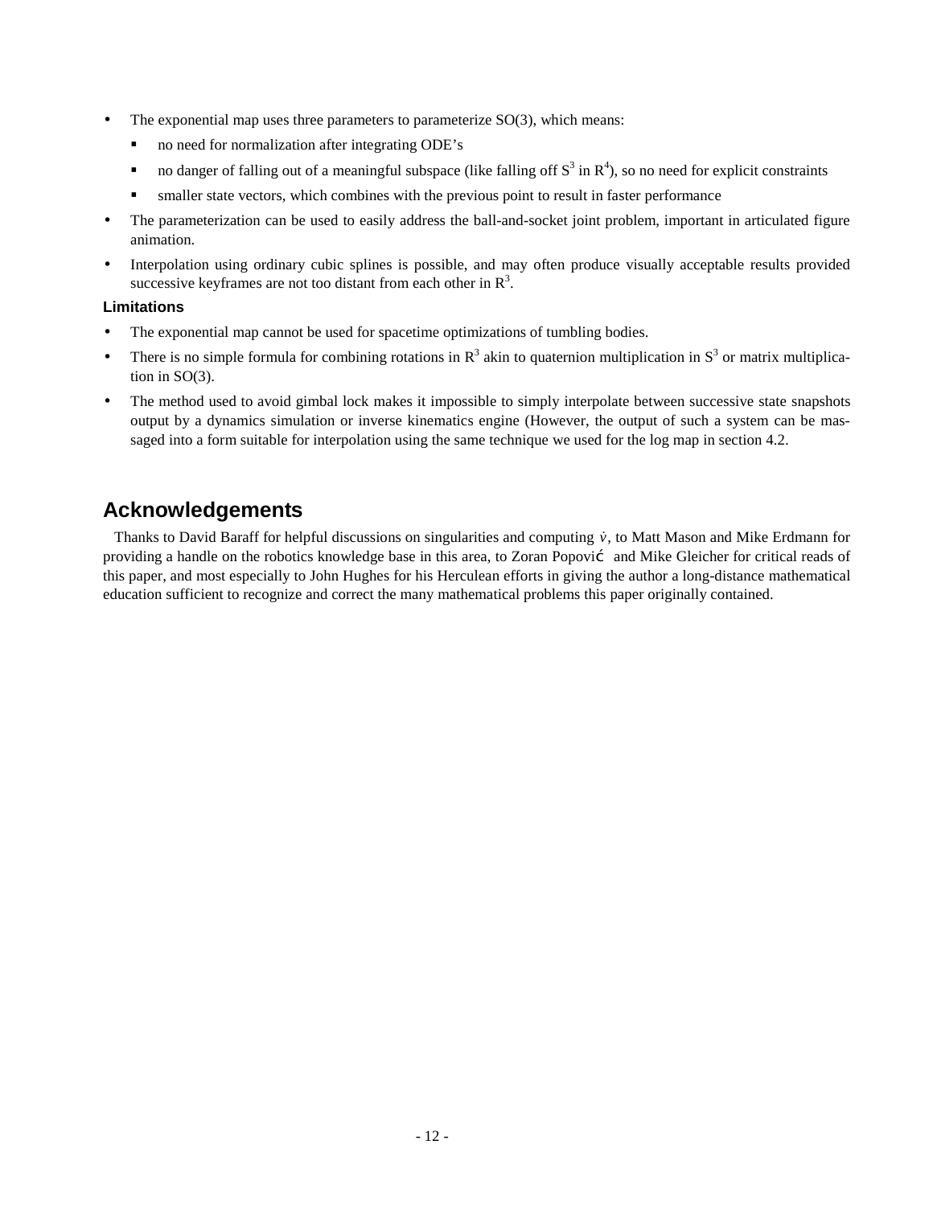- The exponential map uses three parameters to parameterize SO(3), which means:
  - no need for normalization after integrating ODE's
  - no danger of falling out of a meaningful subspace (like falling off $S^3$ in $R^4$), so no need for explicit constraints
  - smaller state vectors, which combines with the previous point to result in faster performance
- The parameterization can be used to easily address the ball-and-socket joint problem, important in articulated figure animation.
- Interpolation using ordinary cubic splines is possible, and may often produce visually acceptable results provided successive keyframes are not too distant from each other in $R^3$.

### Limitations

- The exponential map cannot be used for spacetime optimizations of tumbling bodies.
- There is no simple formula for combining rotations in $R^3$ akin to quaternion multiplication in $S^3$ or matrix multiplication in SO(3).
- The method used to avoid gimbal lock makes it impossible to simply interpolate between successive state snapshots output by a dynamics simulation or inverse kinematics engine (However, the output of such a system can be massaged into a form suitable for interpolation using the same technique we used for the log map in section 4.2.

## Acknowledgements

Thanks to David Baraff for helpful discussions on singularities and computing $\dot{v}$, to Matt Mason and Mike Erdmann for providing a handle on the robotics knowledge base in this area, to Zoran Popović and Mike Gleicher for critical reads of this paper, and most especially to John Hughes for his Herculean efforts in giving the author a long-distance mathematical education sufficient to recognize and correct the many mathematical problems this paper originally contained.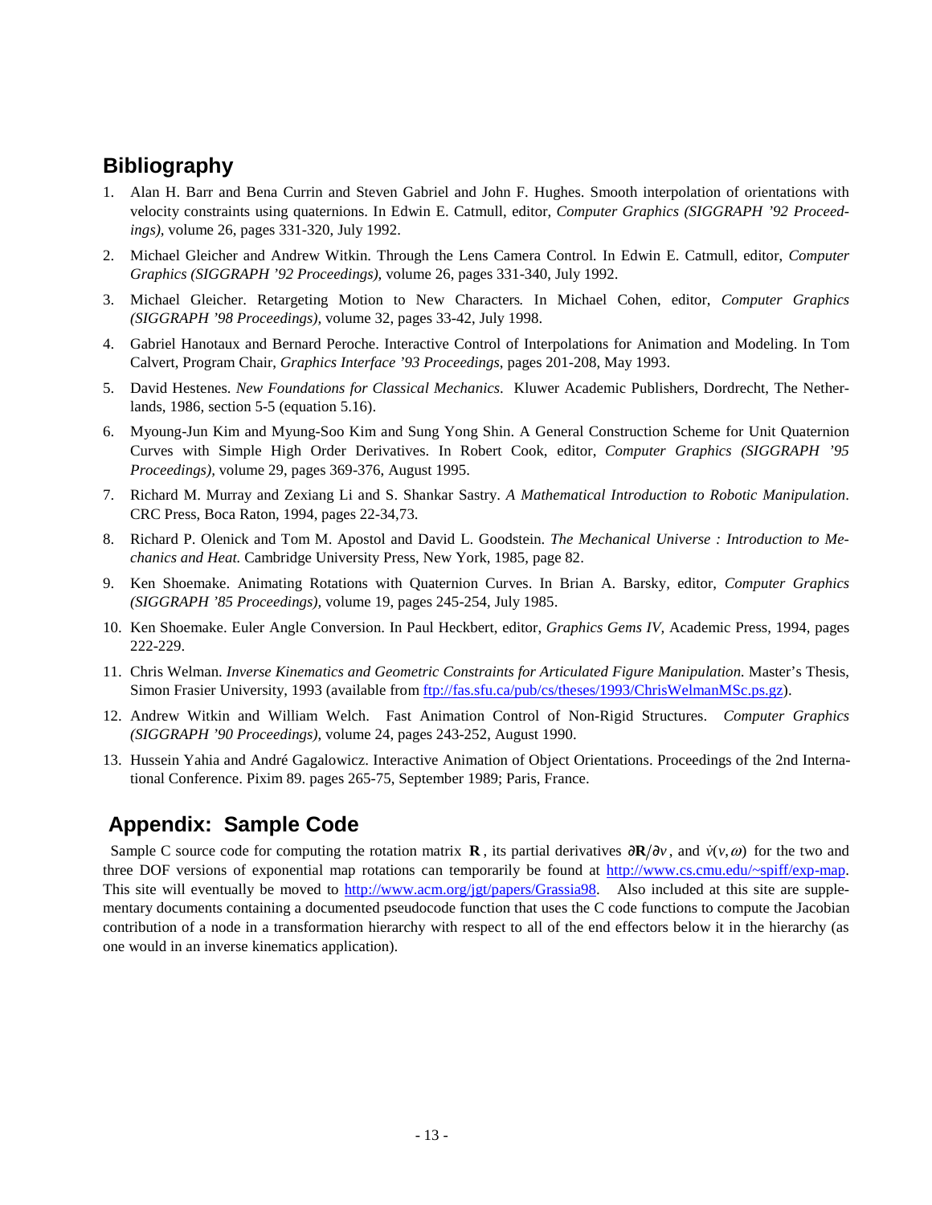## Bibliography

1. Alan H. Barr and Bena Currin and Steven Gabriel and John F. Hughes. Smooth interpolation of orientations with velocity constraints using quaternions. In Edwin E. Catmull, editor, *Computer Graphics (SIGGRAPH '92 Proceedings)*, volume 26, pages 331-320, July 1992.
2. Michael Gleicher and Andrew Witkin. Through the Lens Camera Control. In Edwin E. Catmull, editor, *Computer Graphics (SIGGRAPH '92 Proceedings)*, volume 26, pages 331-340, July 1992.
3. Michael Gleicher. Retargeting Motion to New Characters. In Michael Cohen, editor, *Computer Graphics (SIGGRAPH '98 Proceedings)*, volume 32, pages 33-42, July 1998.
4. Gabriel Hanotaux and Bernard Peroche. Interactive Control of Interpolations for Animation and Modeling. In Tom Calvert, Program Chair, *Graphics Interface '93 Proceedings*, pages 201-208, May 1993.
5. David Hestenes. *New Foundations for Classical Mechanics*. Kluwer Academic Publishers, Dordrecht, The Netherlands, 1986, section 5-5 (equation 5.16).
6. Myoung-Jun Kim and Myung-Soo Kim and Sung Yong Shin. A General Construction Scheme for Unit Quaternion Curves with Simple High Order Derivatives. In Robert Cook, editor, *Computer Graphics (SIGGRAPH '95 Proceedings)*, volume 29, pages 369-376, August 1995.
7. Richard M. Murray and Zexiang Li and S. Shankar Sastry. *A Mathematical Introduction to Robotic Manipulation*. CRC Press, Boca Raton, 1994, pages 22-34,73.
8. Richard P. Olenick and Tom M. Apostol and David L. Goodstein. *The Mechanical Universe : Introduction to Mechanics and Heat.* Cambridge University Press, New York, 1985, page 82.
9. Ken Shoemake. Animating Rotations with Quaternion Curves. In Brian A. Barsky, editor, *Computer Graphics (SIGGRAPH '85 Proceedings)*, volume 19, pages 245-254, July 1985.
10. Ken Shoemake. Euler Angle Conversion. In Paul Heckbert, editor, *Graphics Gems IV*, Academic Press, 1994, pages 222-229.
11. Chris Welman. *Inverse Kinematics and Geometric Constraints for Articulated Figure Manipulation.* Master's Thesis, Simon Frasier University, 1993 (available from ftp://fas.sfu.ca/pub/cs/theses/1993/ChrisWelmanMSc.ps.gz).
12. Andrew Witkin and William Welch. Fast Animation Control of Non-Rigid Structures. *Computer Graphics (SIGGRAPH '90 Proceedings)*, volume 24, pages 243-252, August 1990.
13. Hussein Yahia and André Gagalowicz. Interactive Animation of Object Orientations. Proceedings of the 2nd International Conference. Pixim 89. pages 265-75, September 1989; Paris, France.

## Appendix: Sample Code

Sample C source code for computing the rotation matrix $\mathbf{R}$, its partial derivatives $\partial\mathbf{R}/\partial v$, and $\dot{v}(v, \omega)$ for the two and three DOF versions of exponential map rotations can temporarily be found at http://www.cs.cmu.edu/~spiff/exp-map. This site will eventually be moved to http://www.acm.org/jgt/papers/Grassia98. Also included at this site are supplementary documents containing a documented pseudocode function that uses the C code functions to compute the Jacobian contribution of a node in a transformation hierarchy with respect to all of the end effectors below it in the hierarchy (as one would in an inverse kinematics application).